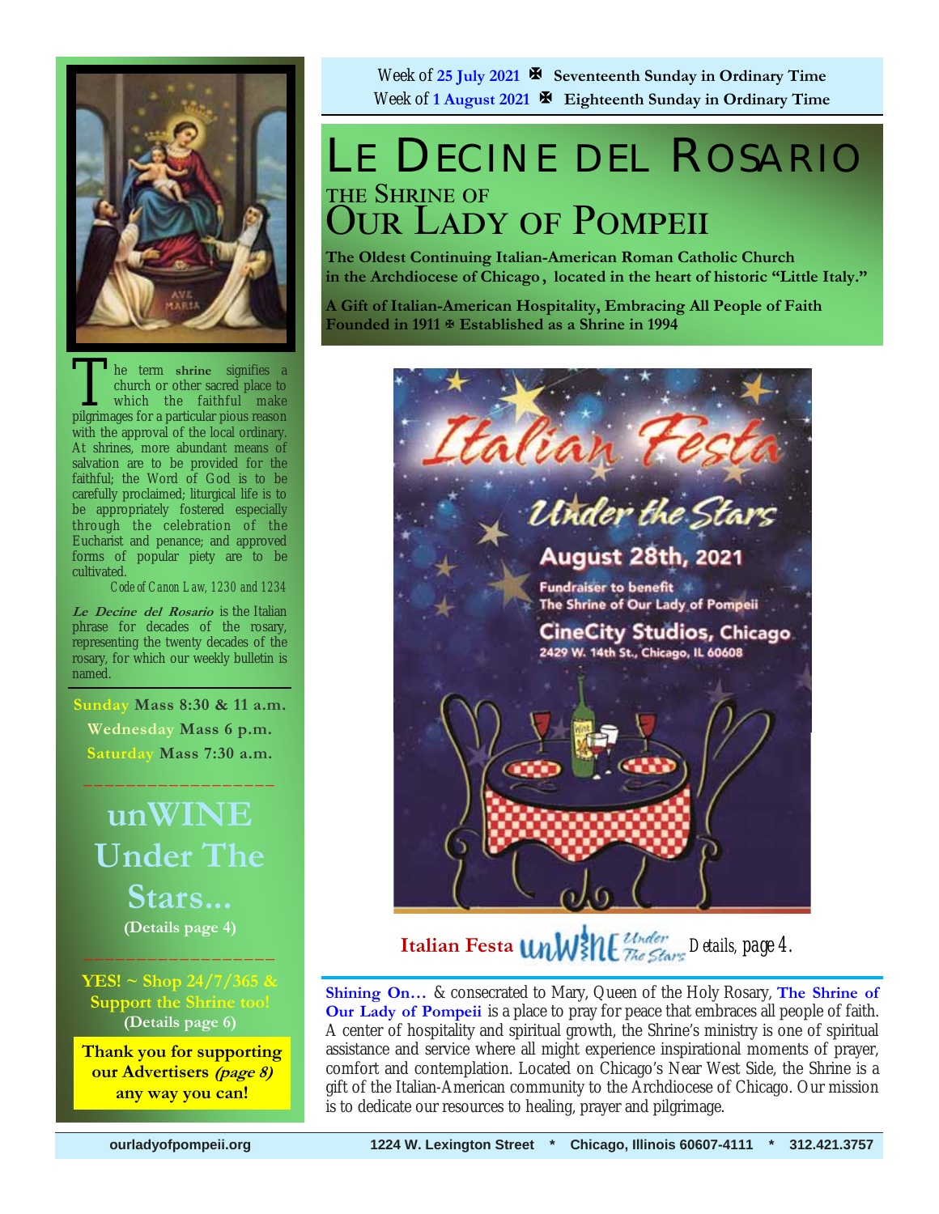Week of **25 July 2021** ✠ **Seventeenth Sunday in Ordinary Time**
Week of **1 August 2021** ✠ **Eighteenth Sunday in Ordinary Time**

# LE DECINE DEL ROSARIO

## THE SHRINE OF OUR LADY OF POMPEII

**The Oldest Continuing Italian-American Roman Catholic Church in the Archdiocese of Chicago, located in the heart of historic "Little Italy."**

**A Gift of Italian-American Hospitality, Embracing All People of Faith**
**Founded in 1911 ✠ Established as a Shrine in 1994**

Italian Festa

Under the Stars

August 28th, 2021

Fundraiser to benefit
The Shrine of Our Lady of Pompeii

CineCity Studios, Chicago
2429 W. 14th St., Chicago, IL 60608

**Italian Festa** unWINE Under The Stars *Details, page 4.*

**Shining On…** & consecrated to Mary, Queen of the Holy Rosary, **The Shrine of Our Lady of Pompeii** is a place to pray for peace that embraces all people of faith. A center of hospitality and spiritual growth, the Shrine's ministry is one of spiritual assistance and service where all might experience inspirational moments of prayer, comfort and contemplation. Located on Chicago's Near West Side, the Shrine is a gift of the Italian-American community to the Archdiocese of Chicago. Our mission is to dedicate our resources to healing, prayer and pilgrimage.

The term **shrine** signifies a church or other sacred place to which the faithful make pilgrimages for a particular pious reason with the approval of the local ordinary. At shrines, more abundant means of salvation are to be provided for the faithful; the Word of God is to be carefully proclaimed; liturgical life is to be appropriately fostered especially through the celebration of the Eucharist and penance; and approved forms of popular piety are to be cultivated.

*Code of Canon Law, 1230 and 1234*

***Le Decine del Rosario*** is the Italian phrase for decades of the rosary, representing the twenty decades of the rosary, for which our weekly bulletin is named.

**Sunday Mass 8:30 & 11 a.m.**
**Wednesday Mass 6 p.m.**
**Saturday Mass 7:30 a.m.**

**unWINE Under The Stars...**
**(Details page 4)**

**YES! ~ Shop 24/7/365 & Support the Shrine too!**
**(Details page 6)**

**Thank you for supporting our Advertisers *(page 8)* any way you can!**

ourladyofpompeii.org    1224 W. Lexington Street * Chicago, Illinois 60607-4111 * 312.421.3757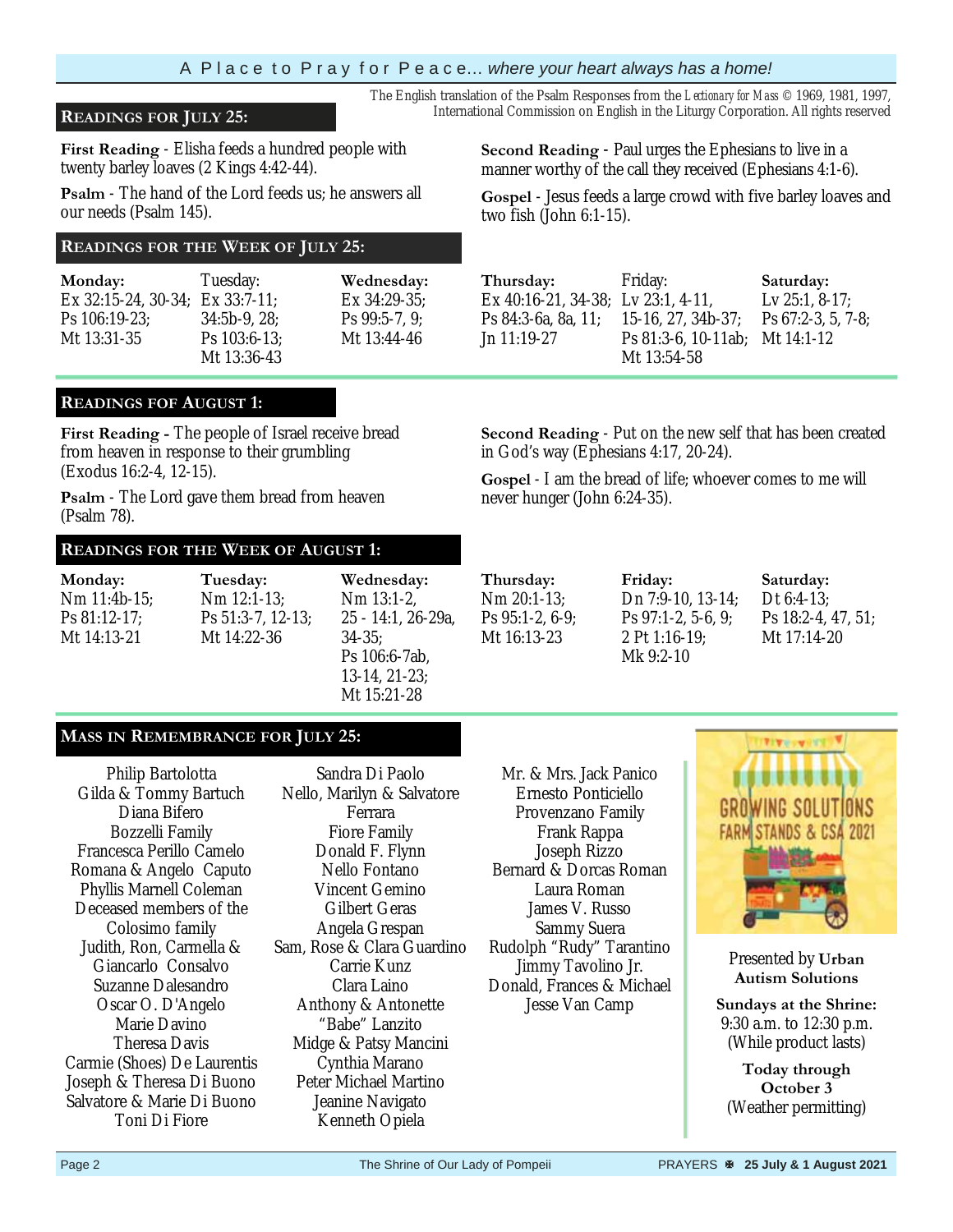The English translation of the Psalm Responses from the *Lectionary for Mass* © 1969, 1981, 1997, International Commission on English in the Liturgy Corporation. All rights reserved

## READINGS FOR JULY 25:

**First Reading** - Elisha feeds a hundred people with twenty barley loaves (2 Kings 4:42-44).

**Psalm** - The hand of the Lord feeds us; he answers all our needs (Psalm 145).

**Second Reading** - Paul urges the Ephesians to live in a manner worthy of the call they received (Ephesians 4:1-6).

**Gospel** - Jesus feeds a large crowd with five barley loaves and two fish (John 6:1-15).

## READINGS FOR THE WEEK OF JULY 25:

| Monday: | Tuesday: | Wednesday: | Thursday: | Friday: | Saturday: |
|---|---|---|---|---|---|
| Ex 32:15-24, 30-34; Ps 106:19-23; Mt 13:31-35 | Ex 33:7-11; 34:5b-9, 28; Ps 103:6-13; Mt 13:36-43 | Ex 34:29-35; Ps 99:5-7, 9; Mt 13:44-46 | Ex 40:16-21, 34-38; Ps 84:3-6a, 8a, 11; Jn 11:19-27 | Lv 23:1, 4-11, 15-16, 27, 34b-37; Ps 81:3-6, 10-11ab; Mt 13:54-58 | Lv 25:1, 8-17; Ps 67:2-3, 5, 7-8; Mt 14:1-12 |

## READINGS FOF AUGUST 1:

**First Reading** - The people of Israel receive bread from heaven in response to their grumbling (Exodus 16:2-4, 12-15).

**Psalm** - The Lord gave them bread from heaven (Psalm 78).

**Second Reading** - Put on the new self that has been created in God's way (Ephesians 4:17, 20-24).

**Gospel** - I am the bread of life; whoever comes to me will never hunger (John 6:24-35).

## READINGS FOR THE WEEK OF AUGUST 1:

| Monday: | Tuesday: | Wednesday: | Thursday: | Friday: | Saturday: |
|---|---|---|---|---|---|
| Nm 11:4b-15; Ps 81:12-17; Mt 14:13-21 | Nm 12:1-13; Ps 51:3-7, 12-13; Mt 14:22-36 | Nm 13:1-2, 25 - 14:1, 26-29a, 34-35; Ps 106:6-7ab, 13-14, 21-23; Mt 15:21-28 | Nm 20:1-13; Ps 95:1-2, 6-9; Mt 16:13-23 | Dn 7:9-10, 13-14; Ps 97:1-2, 5-6, 9; 2 Pt 1:16-19; Mk 9:2-10 | Dt 6:4-13; Ps 18:2-4, 47, 51; Mt 17:14-20 |

## MASS IN REMEMBRANCE FOR JULY 25:

Philip Bartolotta
Gilda & Tommy Bartuch
Diana Bifero
Bozzelli Family
Francesca Perillo Camelo
Romana & Angelo Caputo
Phyllis Marnell Coleman
Deceased members of the Colosimo family
Judith, Ron, Carmella & Giancarlo Consalvo
Suzanne Dalesandro
Oscar O. D'Angelo
Marie Davino
Theresa Davis
Carmie (Shoes) De Laurentis
Joseph & Theresa Di Buono
Salvatore & Marie Di Buono
Toni Di Fiore
Sandra Di Paolo
Nello, Marilyn & Salvatore Ferrara
Fiore Family
Donald F. Flynn
Nello Fontano
Vincent Gemino
Gilbert Geras
Angela Grespan
Sam, Rose & Clara Guardino
Carrie Kunz
Clara Laino
Anthony & Antonette "Babe" Lanzito
Midge & Patsy Mancini
Cynthia Marano
Peter Michael Martino
Jeanine Navigato
Kenneth Opiela
Mr. & Mrs. Jack Panico
Ernesto Ponticiello
Provenzano Family
Frank Rappa
Joseph Rizzo
Bernard & Dorcas Roman
Laura Roman
James V. Russo
Sammy Suera
Rudolph "Rudy" Tarantino
Jimmy Tavolino Jr.
Donald, Frances & Michael
Jesse Van Camp

GROWING SOLUTIONS FARM STANDS & CSA 2021

Presented by **Urban Autism Solutions**

**Sundays at the Shrine:**
9:30 a.m. to 12:30 p.m.
(While product lasts)

**Today through October 3**
(Weather permitting)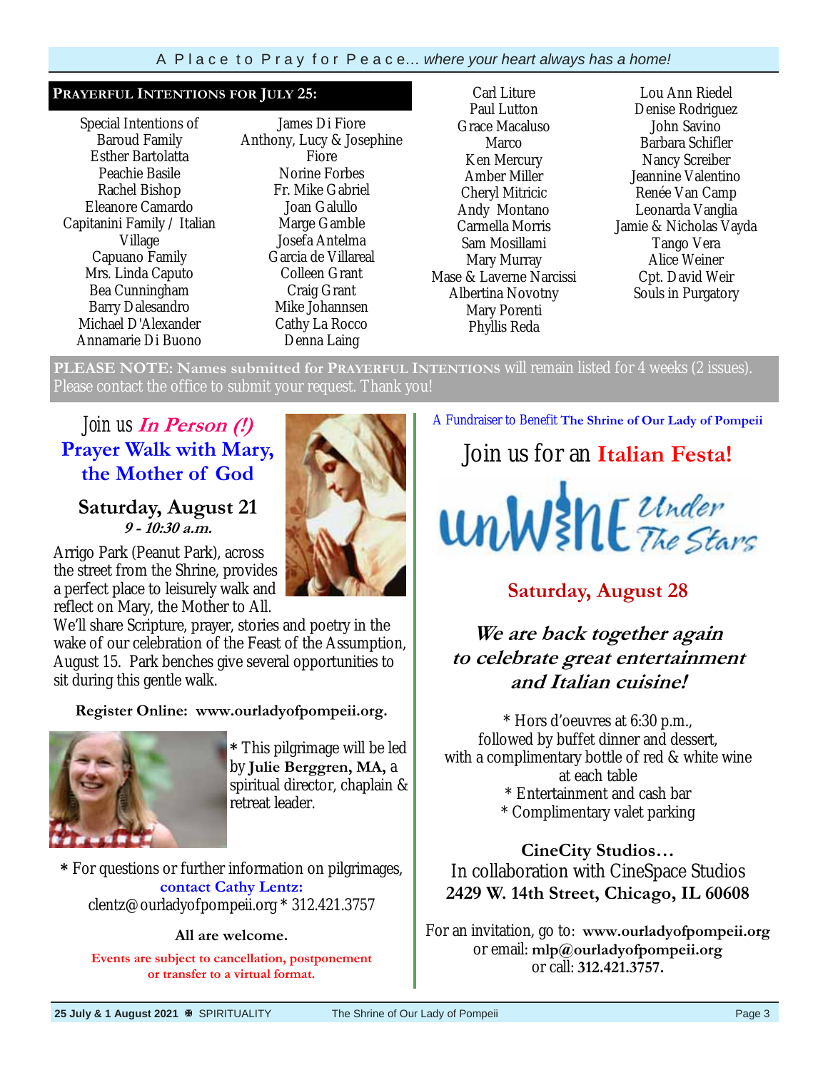A Place to Pray for Peace... *where your heart always has a home!*

## Prayerful Intentions for July 25:

Special Intentions of Baroud Family
Esther Bartolatta
Peachie Basile
Rachel Bishop
Eleanore Camardo
Capitanini Family / Italian Village
Capuano Family
Mrs. Linda Caputo
Bea Cunningham
Barry Dalesandro
Michael D'Alexander
Annamarie Di Buono
James Di Fiore
Anthony, Lucy & Josephine Fiore
Norine Forbes
Fr. Mike Gabriel
Joan Galullo
Marge Gamble
Josefa Antelma
Garcia de Villareal
Colleen Grant
Craig Grant
Mike Johannsen
Cathy La Rocco
Denna Laing
Carl Liture
Paul Lutton
Grace Macaluso
Marco
Ken Mercury
Amber Miller
Cheryl Mitricic
Andy Montano
Carmella Morris
Sam Mosillami
Mary Murray
Mase & Laverne Narcissi
Albertina Novotny
Mary Porenti
Phyllis Reda
Lou Ann Riedel
Denise Rodriguez
John Savino
Barbara Schifler
Nancy Screiber
Jeannine Valentino
Renée Van Camp
Leonarda Vanglia
Jamie & Nicholas Vayda
Tango Vera
Alice Weiner
Cpt. David Weir
Souls in Purgatory

**PLEASE NOTE: Names submitted for PRAYERFUL INTENTIONS** will remain listed for 4 weeks (2 issues). Please contact the office to submit your request. Thank you!

## Join us *In Person (!)* Prayer Walk with Mary, the Mother of God

**Saturday, August 21**
***9 - 10:30 a.m.***

Arrigo Park (Peanut Park), across the street from the Shrine, provides a perfect place to leisurely walk and reflect on Mary, the Mother to All. We'll share Scripture, prayer, stories and poetry in the wake of our celebration of the Feast of the Assumption, August 15. Park benches give several opportunities to sit during this gentle walk.

**Register Online: www.ourladyofpompeii.org.**

* This pilgrimage will be led by **Julie Berggren, MA,** a spiritual director, chaplain & retreat leader.

* For questions or further information on pilgrimages, **contact Cathy Lentz:**
clentz@ourladyofpompeii.org * 312.421.3757

**All are welcome.**

**Events are subject to cancellation, postponement or transfer to a virtual format.**

A Fundraiser to Benefit **The Shrine of Our Lady of Pompeii**

## Join us for an Italian Festa!

# unWine Under The Stars

**Saturday, August 28**

***We are back together again to celebrate great entertainment and Italian cuisine!***

* Hors d'oeuvres at 6:30 p.m., followed by buffet dinner and dessert, with a complimentary bottle of red & white wine at each table
* Entertainment and cash bar
* Complimentary valet parking

**CineCity Studios…**
In collaboration with CineSpace Studios
**2429 W. 14th Street, Chicago, IL 60608**

For an invitation, go to: **www.ourladyofpompeii.org**
or email: **mlp@ourladyofpompeii.org**
or call: **312.421.3757.**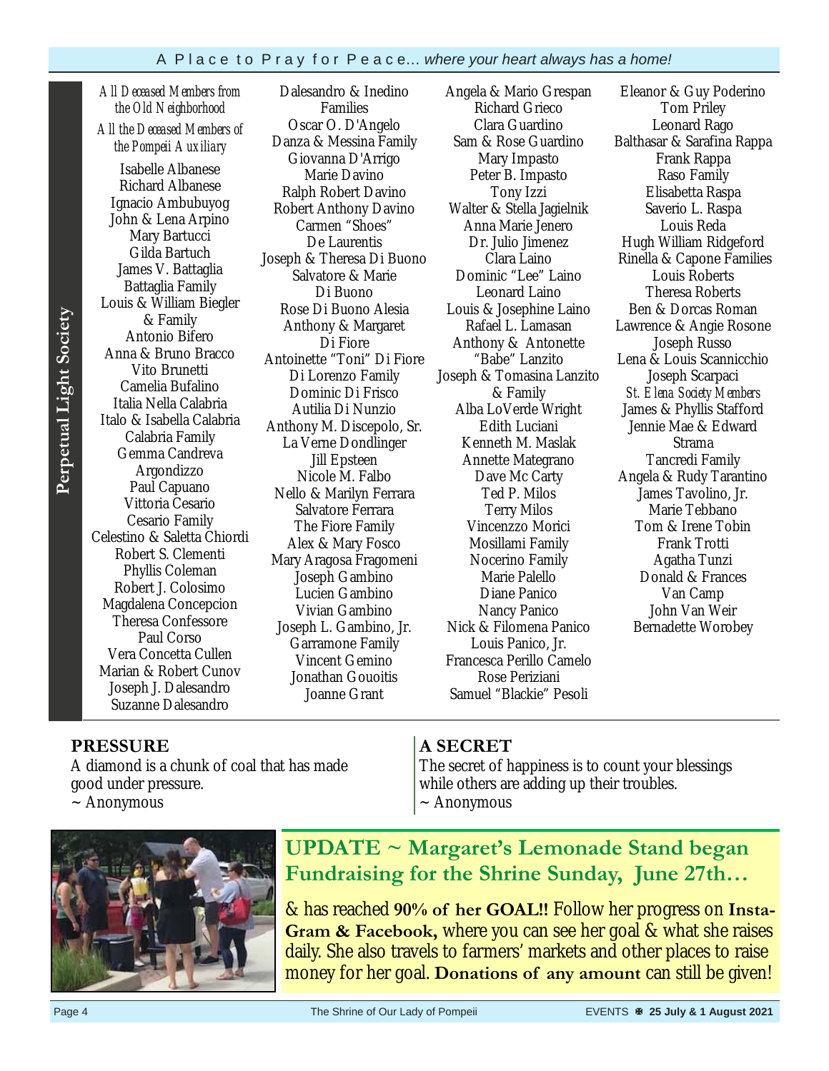## Perpetual Light Society

*All Deceased Members from the Old Neighborhood*

*All the Deceased Members of the Pompeii Auxiliary*

Isabelle Albanese
Richard Albanese
Ignacio Ambubuyog
John & Lena Arpino
Mary Bartucci
Gilda Bartuch
James V. Battaglia
Battaglia Family
Louis & William Biegler & Family
Antonio Bifero
Anna & Bruno Bracco
Vito Brunetti
Camelia Bufalino
Italia Nella Calabria
Italo & Isabella Calabria
Calabria Family
Gemma Candreva
Argondizzo
Paul Capuano
Vittoria Cesario
Cesario Family
Celestino & Saletta Chiordi
Robert S. Clementi
Phyllis Coleman
Robert J. Colosimo
Magdalena Concepcion
Theresa Confessore
Paul Corso
Vera Concetta Cullen
Marian & Robert Cunov
Joseph J. Dalesandro
Suzanne Dalesandro
Dalesandro & Inedino Families
Oscar O. D'Angelo
Danza & Messina Family
Giovanna D'Arrigo
Marie Davino
Ralph Robert Davino
Robert Anthony Davino
Carmen "Shoes" De Laurentis
Joseph & Theresa Di Buono
Salvatore & Marie Di Buono
Rose Di Buono Alesia
Anthony & Margaret Di Fiore
Antoinette "Toni" Di Fiore
Di Lorenzo Family
Dominic Di Frisco
Autilia Di Nunzio
Anthony M. Discepolo, Sr.
La Verne Dondlinger
Jill Epsteen
Nicole M. Falbo
Nello & Marilyn Ferrara
Salvatore Ferrara
The Fiore Family
Alex & Mary Fosco
Mary Aragosa Fragomeni
Joseph Gambino
Lucien Gambino
Vivian Gambino
Joseph L. Gambino, Jr.
Garramone Family
Vincent Gemino
Jonathan Gouoitis
Joanne Grant
Angela & Mario Grespan
Richard Grieco
Clara Guardino
Sam & Rose Guardino
Mary Impasto
Peter B. Impasto
Tony Izzi
Walter & Stella Jagielnik
Anna Marie Jenero
Dr. Julio Jimenez
Clara Laino
Dominic "Lee" Laino
Leonard Laino
Louis & Josephine Laino
Rafael L. Lamasan
Anthony & Antonette "Babe" Lanzito
Joseph & Tomasina Lanzito & Family
Alba LoVerde Wright
Edith Luciani
Kenneth M. Maslak
Annette Mategrano
Dave Mc Carty
Ted P. Milos
Terry Milos
Vincenzzo Morici
Mosillami Family
Nocerino Family
Marie Palello
Diane Panico
Nancy Panico
Nick & Filomena Panico
Louis Panico, Jr.
Francesca Perillo Camelo
Rose Periziani
Samuel "Blackie" Pesoli
Eleanor & Guy Poderino
Tom Priley
Leonard Rago
Balthasar & Sarafina Rappa
Frank Rappa
Raso Family
Elisabetta Raspa
Saverio L. Raspa
Louis Reda
Hugh William Ridgeford
Rinella & Capone Families
Louis Roberts
Theresa Roberts
Ben & Dorcas Roman
Lawrence & Angie Rosone
Joseph Russo
Lena & Louis Scannicchio
Joseph Scarpaci
*St. Elena Society Members*
James & Phyllis Stafford
Jennie Mae & Edward Strama
Tancredi Family
Angela & Rudy Tarantino
James Tavolino, Jr.
Marie Tebbano
Tom & Irene Tobin
Frank Trotti
Agatha Tunzi
Donald & Frances Van Camp
John Van Weir
Bernadette Worobey

**PRESSURE**

A diamond is a chunk of coal that has made good under pressure.
~ Anonymous

**A SECRET**

The secret of happiness is to count your blessings while others are adding up their troubles.
~ Anonymous

## UPDATE ~ Margaret's Lemonade Stand began Fundraising for the Shrine Sunday, June 27th…

& has reached **90% of her GOAL!!** Follow her progress on **Insta-Gram & Facebook,** where you can see her goal & what she raises daily. She also travels to farmers' markets and other places to raise money for her goal. **Donations of any amount** can still be given!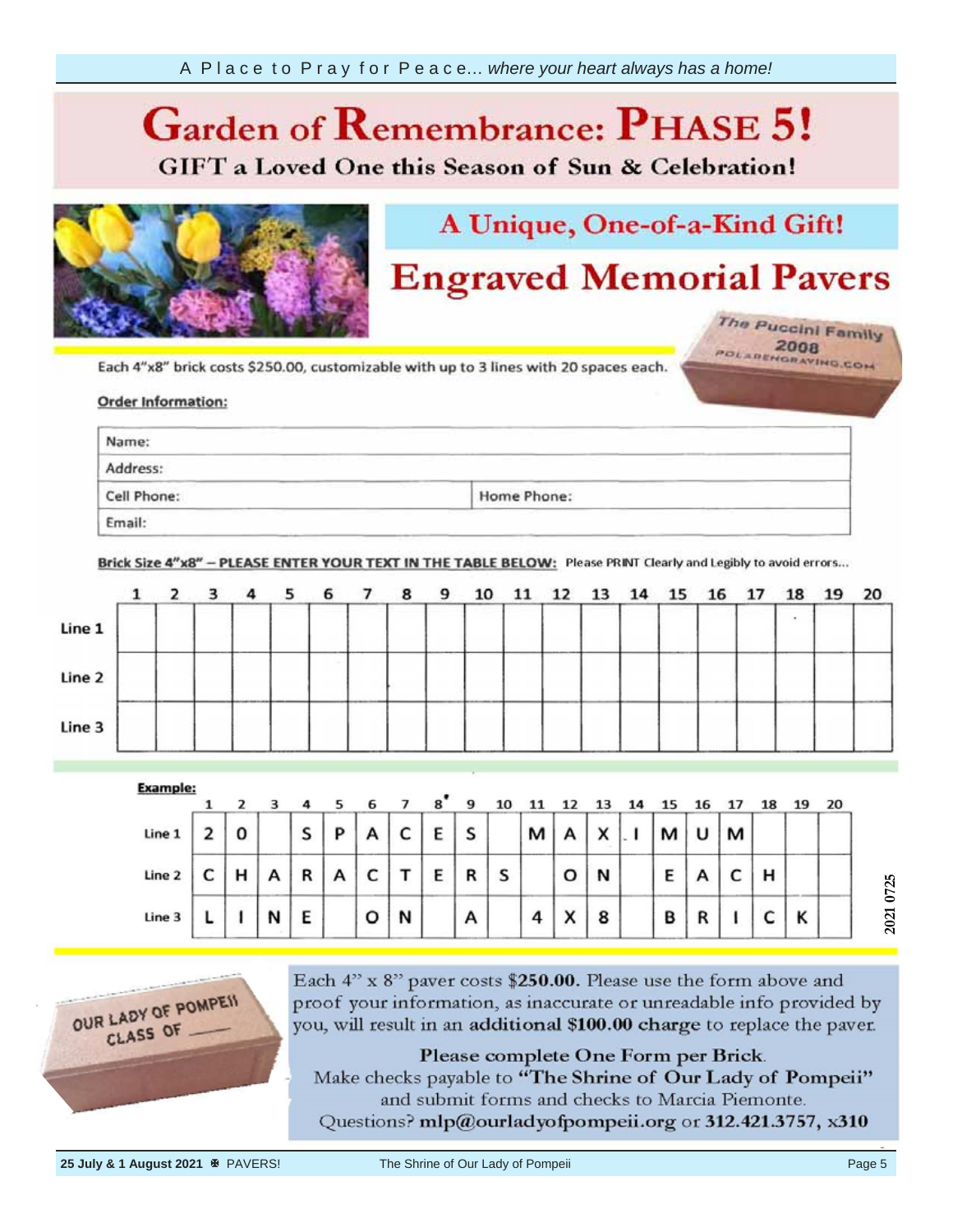A Place to Pray for Peace... *where your heart always has a home!*

# Garden of Remembrance: PHASE 5!

## GIFT a Loved One this Season of Sun & Celebration!

## A Unique, One-of-a-Kind Gift!

# Engraved Memorial Pavers

The Puccini Family
2008
POLARENGRAVING.COM

Each 4"x8" brick costs $250.00, customizable with up to 3 lines with 20 spaces each.

**Order Information:**

| Name: | |
|---|---|
| Address: | |
| Cell Phone: | Home Phone: |
| Email: | |

**Brick Size 4"x8" – PLEASE ENTER YOUR TEXT IN THE TABLE BELOW:** Please PRINT Clearly and Legibly to avoid errors...

| | 1 | 2 | 3 | 4 | 5 | 6 | 7 | 8 | 9 | 10 | 11 | 12 | 13 | 14 | 15 | 16 | 17 | 18 | 19 | 20 |
|---|---|---|---|---|---|---|---|---|---|---|---|---|---|---|---|---|---|---|---|---|
| Line 1 | | | | | | | | | | | | | | | | | | | | |
| Line 2 | | | | | | | | | | | | | | | | | | | | |
| Line 3 | | | | | | | | | | | | | | | | | | | | |

**Example:**

| | 1 | 2 | 3 | 4 | 5 | 6 | 7 | 8 | 9 | 10 | 11 | 12 | 13 | 14 | 15 | 16 | 17 | 18 | 19 | 20 |
|---|---|---|---|---|---|---|---|---|---|---|---|---|---|---|---|---|---|---|---|---|
| Line 1 | 2 | 0 | | S | P | A | C | E | S | | M | A | X | . I | M | U | M | | | |
| Line 2 | C | H | A | R | A | C | T | E | R | S | | O | N | | E | A | C | H | | |
| Line 3 | L | I | N | E | | O | N | | A | | 4 | X | 8 | | B | R | I | C | K | |

2021 0725

OUR LADY OF POMPEII
CLASS OF ____

Each 4" x 8" paver costs **$250.00.** Please use the form above and proof your information, as inaccurate or unreadable info provided by you, will result in an **additional $100.00 charge** to replace the paver.

**Please complete One Form per Brick.**
Make checks payable to **"The Shrine of Our Lady of Pompeii"** and submit forms and checks to Marcia Piemonte.
Questions? **mlp@ourladyofpompeii.org** or **312.421.3757, x310**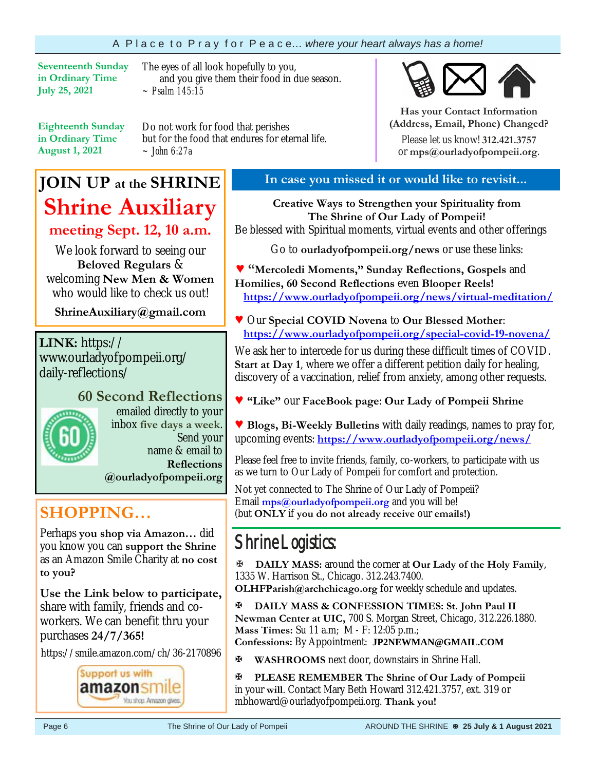A Place to Pray for Peace... *where your heart always has a home!*

**Seventeenth Sunday in Ordinary Time July 25, 2021**

The eyes of all look hopefully to you,
and you give them their food in due season.
~ Psalm 145:15

**Eighteenth Sunday in Ordinary Time August 1, 2021**

Do not work for food that perishes
but for the food that endures for eternal life.
~ John 6:27a

**Has your Contact Information (Address, Email, Phone) Changed?**

Please let us know! **312.421.3757** or **mps@ourladyofpompeii.org**.

## JOIN UP at the SHRINE

## Shrine Auxiliary

### meeting Sept. 12, 10 a.m.

We look forward to seeing our **Beloved Regulars** & welcoming **New Men & Women** who would like to check us out!

**ShrineAuxiliary@gmail.com**

**LINK:** https://www.ourladyofpompeii.org/daily-reflections/

### 60 Second Reflections

emailed directly to your inbox **five days a week.** Send your name & email to **Reflections @ourladyofpompeii.org**

## SHOPPING…

Perhaps **you shop via Amazon…** did you know you can **support the Shrine** as an Amazon Smile Charity at **no cost to you?**

**Use the Link below to participate,** share with family, friends and co-workers. We can benefit thru your purchases **24/7/365!**

https://smile.amazon.com/ch/36-2170896

Support us with amazonsmile — You shop. Amazon gives.

## In case you missed it or would like to revisit...

**Creative Ways to Strengthen your Spirituality from The Shrine of Our Lady of Pompeii!**
Be blessed with Spiritual moments, virtual events and other offerings

Go to **ourladyofpompeii.org/news** or use these links:

♥ **"Mercoledi Moments," Sunday Reflections, Gospels** and **Homilies, 60 Second Reflections** even **Blooper Reels!**
https://www.ourladyofpompeii.org/news/virtual-meditation/

♥ Our **Special COVID Novena** to **Our Blessed Mother**:
https://www.ourladyofpompeii.org/special-covid-19-novena/

We ask her to intercede for us during these difficult times of COVID. **Start at Day 1**, where we offer a different petition daily for healing, discovery of a vaccination, relief from anxiety, among other requests.

♥ **"Like"** our **FaceBook page**: **Our Lady of Pompeii Shrine**

♥ **Blogs, Bi-Weekly Bulletins** with daily readings, names to pray for, upcoming events: https://www.ourladyofpompeii.org/news/

Please feel free to invite friends, family, co-workers, to participate with us as we turn to Our Lady of Pompeii for comfort and protection.

Not yet connected to The Shrine of Our Lady of Pompeii?
Email **mps@ourladyofpompeii.org** and you will be!
(but **ONLY** if **you do not already receive** our **emails!)**

## Shrine Logistics:

✠ **DAILY MASS:** around the corner at **Our Lady of the Holy Family**, 1335 W. Harrison St., Chicago. 312.243.7400.
**OLHFParish@archchicago.org** for weekly schedule and updates.

✠ **DAILY MASS & CONFESSION TIMES: St. John Paul II Newman Center at UIC,** 700 S. Morgan Street, Chicago, 312.226.1880.
**Mass Times:** Su 11 a.m; M - F: 12:05 p.m.;
**Confessions:** By Appointment: **JP2NEWMAN@GMAIL.COM**

✠ **WASHROOMS** next door, downstairs in Shrine Hall.

✠ **PLEASE REMEMBER The Shrine of Our Lady of Pompeii** in your **will**. Contact Mary Beth Howard 312.421.3757, ext. 319 or mbhoward@ourladyofpompeii.org. **Thank you!**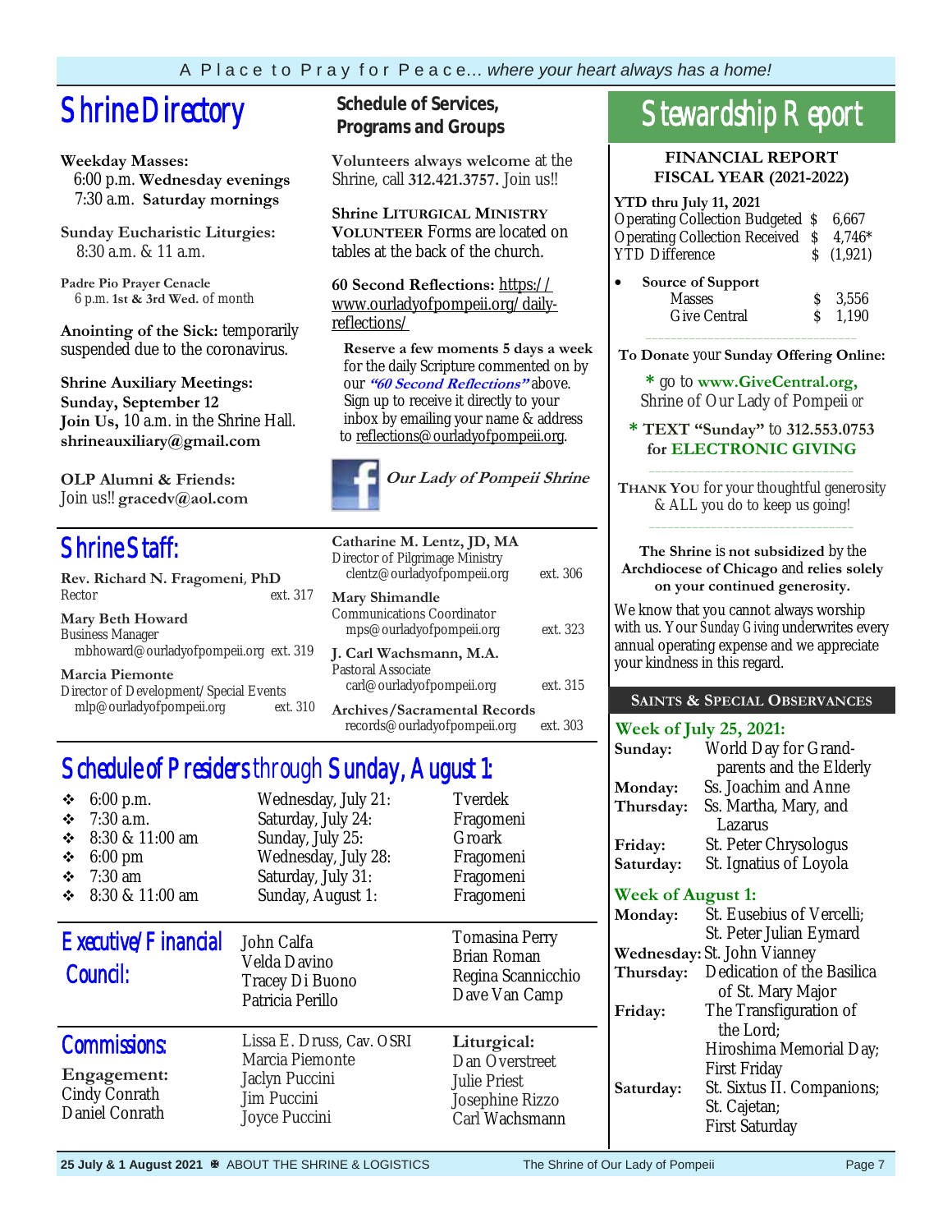# Shrine Directory

**Weekday Masses:**
6:00 p.m. **Wednesday evenings**
7:30 a.m. **Saturday mornings**

**Sunday Eucharistic Liturgies:**
8:30 a.m. & 11 a.m.

**Padre Pio Prayer Cenacle**
6 p.m. **1st & 3rd Wed.** of month

**Anointing of the Sick:** temporarily suspended due to the coronavirus.

**Shrine Auxiliary Meetings:**
**Sunday, September 12**
**Join Us,** 10 a.m. in the Shrine Hall.
**shrineauxiliary@gmail.com**

**OLP Alumni & Friends:**
Join us!! **gracedv@aol.com**

## Schedule of Services, Programs and Groups

**Volunteers always welcome** at the Shrine, call **312.421.3757.** Join us!!

**Shrine Liturgical Ministry Volunteer** Forms are located on tables at the back of the church.

**60 Second Reflections:** https://www.ourladyofpompeii.org/daily-reflections/

**Reserve a few moments 5 days a week** for the daily Scripture commented on by our ***"60 Second Reflections"*** above. Sign up to receive it directly to your inbox by emailing your name & address to reflections@ourladyofpompeii.org.

***Our Lady of Pompeii Shrine***

# Shrine Staff:

**Rev. Richard N. Fragomeni, PhD**
Rector — ext. 317

**Mary Beth Howard**
Business Manager
mbhoward@ourladyofpompeii.org — ext. 319

**Marcia Piemonte**
Director of Development/Special Events
mlp@ourladyofpompeii.org — ext. 310

**Catharine M. Lentz, JD, MA**
Director of Pilgrimage Ministry
clentz@ourladyofpompeii.org — ext. 306

**Mary Shimandle**
Communications Coordinator
mps@ourladyofpompeii.org — ext. 323

**J. Carl Wachsmann, M.A.**
Pastoral Associate
carl@ourladyofpompeii.org — ext. 315

**Archives/Sacramental Records**
records@ourladyofpompeii.org — ext. 303

# Schedule of Presiders through Sunday, August 1:

| Time | Date | Presider |
|---|---|---|
| 6:00 p.m. | Wednesday, July 21: | Tverdek |
| 7:30 a.m. | Saturday, July 24: | Fragomeni |
| 8:30 & 11:00 am | Sunday, July 25: | Groark |
| 6:00 pm | Wednesday, July 28: | Fragomeni |
| 7:30 am | Saturday, July 31: | Fragomeni |
| 8:30 & 11:00 am | Sunday, August 1: | Fragomeni |

# Executive/Financial Council:

John Calfa
Velda Davino
Tracey Di Buono
Patricia Perillo
Tomasina Perry
Brian Roman
Regina Scannicchio
Dave Van Camp

# Commissions:

**Engagement:**
Cindy Conrath
Daniel Conrath
Lissa E. Druss, Cav. OSRI
Marcia Piemonte
Jaclyn Puccini
Jim Puccini
Joyce Puccini

**Liturgical:**
Dan Overstreet
Julie Priest
Josephine Rizzo
Carl Wachsmann

# Stewardship Report

**FINANCIAL REPORT**
**FISCAL YEAR (2021-2022)**

**YTD thru July 11, 2021**

| | | |
|---|---|---|
| Operating Collection Budgeted | $ | 6,667 |
| Operating Collection Received | $ | 4,746* |
| YTD Difference | $ | (1,921) |

- **Source of Support**

| | | |
|---|---|---|
| Masses | $ | 3,556 |
| Give Central | $ | 1,190 |

**To Donate** your **Sunday Offering Online:**

* go to **www.GiveCentral.org,** Shrine of Our Lady of Pompeii *or*

* **TEXT "Sunday"** to **312.553.0753** **for ELECTRONIC GIVING**

**Thank You** for your thoughtful generosity & ALL you do to keep us going!

**The Shrine** is **not subsidized** by the **Archdiocese of Chicago** and **relies solely on your continued generosity.**

We know that you cannot always worship with us. Your *Sunday Giving* underwrites every annual operating expense and we appreciate your kindness in this regard.

## Saints & Special Observances

**Week of July 25, 2021:**

**Sunday:** World Day for Grandparents and the Elderly
**Monday:** Ss. Joachim and Anne
**Thursday:** Ss. Martha, Mary, and Lazarus
**Friday:** St. Peter Chrysologus
**Saturday:** St. Ignatius of Loyola

**Week of August 1:**

**Monday:** St. Eusebius of Vercelli; St. Peter Julian Eymard
**Wednesday:** St. John Vianney
**Thursday:** Dedication of the Basilica of St. Mary Major
**Friday:** The Transfiguration of the Lord; Hiroshima Memorial Day; First Friday
**Saturday:** St. Sixtus II. Companions; St. Cajetan; First Saturday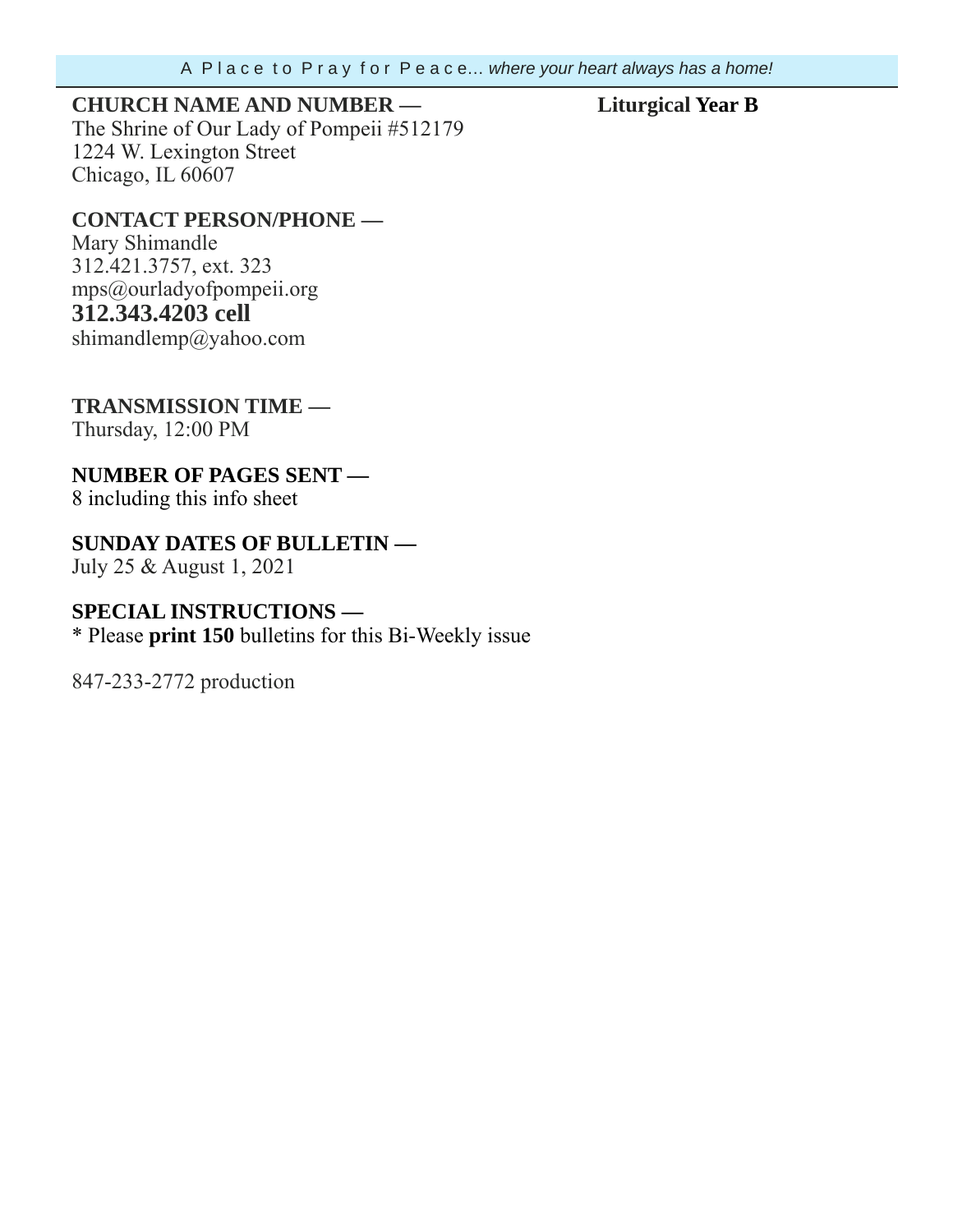A Place to Pray for Peace... *where your heart always has a home!*

**CHURCH NAME AND NUMBER —**
The Shrine of Our Lady of Pompeii #512179
1224 W. Lexington Street
Chicago, IL 60607

**Liturgical Year B**

**CONTACT PERSON/PHONE —**
Mary Shimandle
312.421.3757, ext. 323
mps@ourladyofpompeii.org
**312.343.4203 cell**
shimandlemp@yahoo.com

**TRANSMISSION TIME —**
Thursday, 12:00 PM

**NUMBER OF PAGES SENT —**
8 including this info sheet

**SUNDAY DATES OF BULLETIN —**
July 25 & August 1, 2021

**SPECIAL INSTRUCTIONS —**
* Please **print 150** bulletins for this Bi-Weekly issue

847-233-2772 production